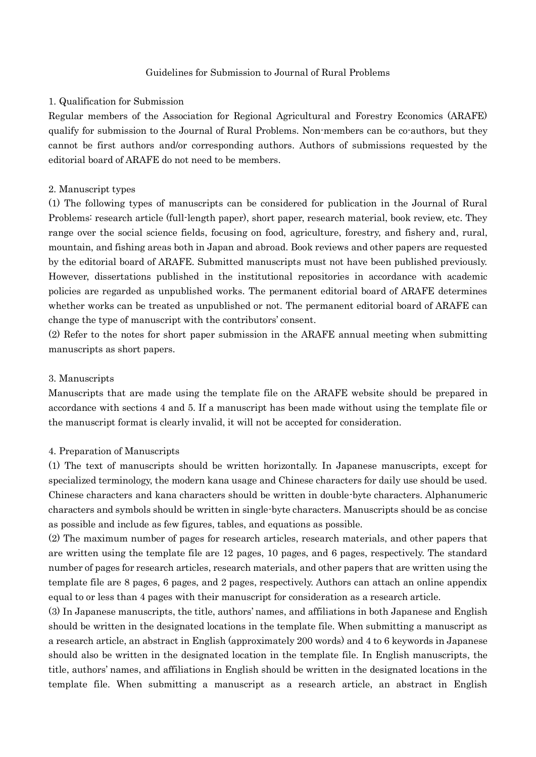# Guidelines for Submission to Journal of Rural Problems

## 1. Qualification for Submission

Regular members of the Association for Regional Agricultural and Forestry Economics (ARAFE) qualify for submission to the Journal of Rural Problems. Non-members can be co-authors, but they cannot be first authors and/or corresponding authors. Authors of submissions requested by the editorial board of ARAFE do not need to be members.

## 2. Manuscript types

(1) The following types of manuscripts can be considered for publication in the Journal of Rural Problems: research article (full-length paper), short paper, research material, book review, etc. They range over the social science fields, focusing on food, agriculture, forestry, and fishery and, rural, mountain, and fishing areas both in Japan and abroad. Book reviews and other papers are requested by the editorial board of ARAFE. Submitted manuscripts must not have been published previously. However, dissertations published in the institutional repositories in accordance with academic policies are regarded as unpublished works. The permanent editorial board of ARAFE determines whether works can be treated as unpublished or not. The permanent editorial board of ARAFE can change the type of manuscript with the contributors' consent.

(2) Refer to the notes for short paper submission in the ARAFE annual meeting when submitting manuscripts as short papers.

## 3. Manuscripts

Manuscripts that are made using the template file on the ARAFE website should be prepared in accordance with sections 4 and 5. If a manuscript has been made without using the template file or the manuscript format is clearly invalid, it will not be accepted for consideration.

## 4. Preparation of Manuscripts

(1) The text of manuscripts should be written horizontally. In Japanese manuscripts, except for specialized terminology, the modern kana usage and Chinese characters for daily use should be used. Chinese characters and kana characters should be written in double-byte characters. Alphanumeric characters and symbols should be written in single-byte characters. Manuscripts should be as concise as possible and include as few figures, tables, and equations as possible.

(2) The maximum number of pages for research articles, research materials, and other papers that are written using the template file are 12 pages, 10 pages, and 6 pages, respectively. The standard number of pages for research articles, research materials, and other papers that are written using the template file are 8 pages, 6 pages, and 2 pages, respectively. Authors can attach an online appendix equal to or less than 4 pages with their manuscript for consideration as a research article.

(3) In Japanese manuscripts, the title, authors' names, and affiliations in both Japanese and English should be written in the designated locations in the template file. When submitting a manuscript as a research article, an abstract in English (approximately 200 words) and 4 to 6 keywords in Japanese should also be written in the designated location in the template file. In English manuscripts, the title, authors' names, and affiliations in English should be written in the designated locations in the template file. When submitting a manuscript as a research article, an abstract in English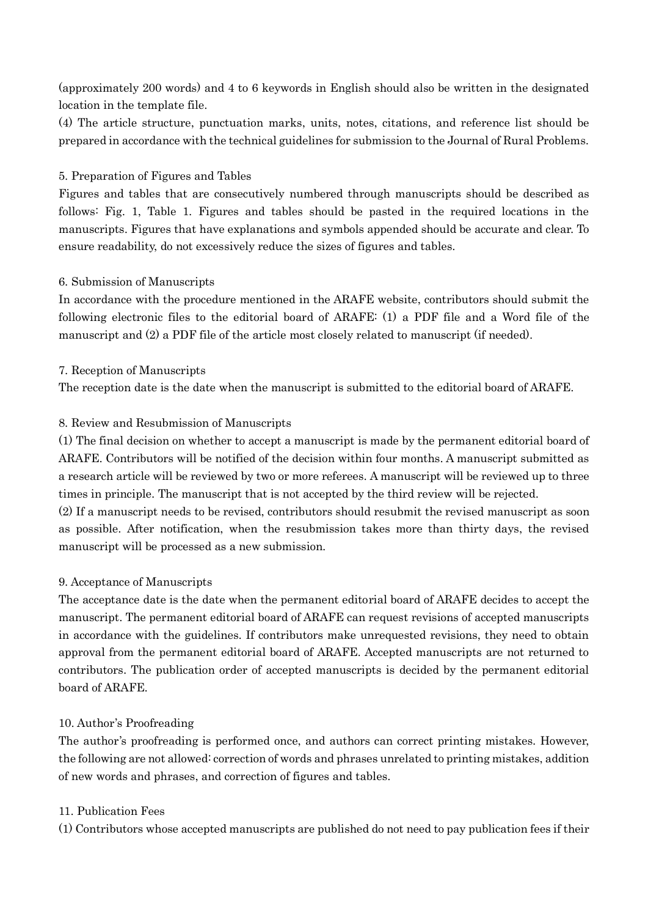(approximately 200 words) and 4 to 6 keywords in English should also be written in the designated location in the template file.

(4) The article structure, punctuation marks, units, notes, citations, and reference list should be prepared in accordance with the technical guidelines for submission to the Journal of Rural Problems.

## 5. Preparation of Figures and Tables

Figures and tables that are consecutively numbered through manuscripts should be described as follows: Fig. 1, Table 1. Figures and tables should be pasted in the required locations in the manuscripts. Figures that have explanations and symbols appended should be accurate and clear. To ensure readability, do not excessively reduce the sizes of figures and tables.

## 6. Submission of Manuscripts

In accordance with the procedure mentioned in the ARAFE website, contributors should submit the following electronic files to the editorial board of ARAFE: (1) a PDF file and a Word file of the manuscript and (2) a PDF file of the article most closely related to manuscript (if needed).

## 7. Reception of Manuscripts

The reception date is the date when the manuscript is submitted to the editorial board of ARAFE.

## 8. Review and Resubmission of Manuscripts

(1) The final decision on whether to accept a manuscript is made by the permanent editorial board of ARAFE. Contributors will be notified of the decision within four months. A manuscript submitted as a research article will be reviewed by two or more referees. A manuscript will be reviewed up to three times in principle. The manuscript that is not accepted by the third review will be rejected.

(2) If a manuscript needs to be revised, contributors should resubmit the revised manuscript as soon as possible. After notification, when the resubmission takes more than thirty days, the revised manuscript will be processed as a new submission.

## 9. Acceptance of Manuscripts

The acceptance date is the date when the permanent editorial board of ARAFE decides to accept the manuscript. The permanent editorial board of ARAFE can request revisions of accepted manuscripts in accordance with the guidelines. If contributors make unrequested revisions, they need to obtain approval from the permanent editorial board of ARAFE. Accepted manuscripts are not returned to contributors. The publication order of accepted manuscripts is decided by the permanent editorial board of ARAFE.

## 10. Author's Proofreading

The author's proofreading is performed once, and authors can correct printing mistakes. However, the following are not allowed: correction of words and phrases unrelated to printing mistakes, addition of new words and phrases, and correction of figures and tables.

## 11. Publication Fees

(1) Contributors whose accepted manuscripts are published do not need to pay publication fees if their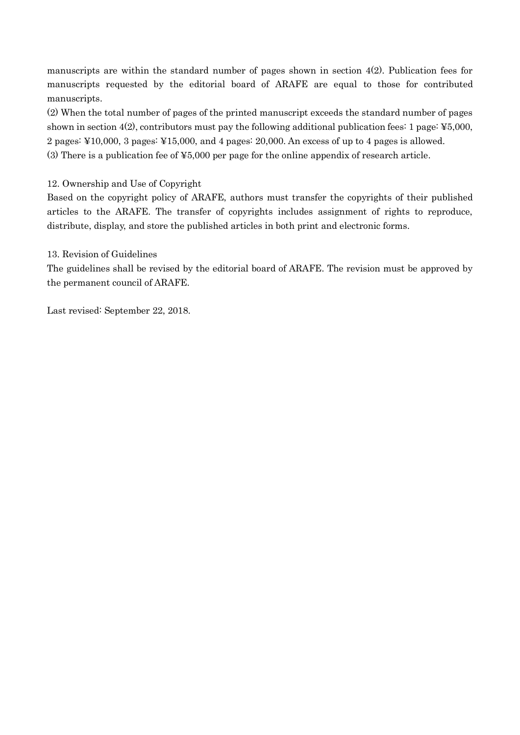manuscripts are within the standard number of pages shown in section 4(2). Publication fees for manuscripts requested by the editorial board of ARAFE are equal to those for contributed manuscripts.

(2) When the total number of pages of the printed manuscript exceeds the standard number of pages shown in section 4(2), contributors must pay the following additional publication fees: 1 page: ¥5,000, 2 pages: ¥10,000, 3 pages: ¥15,000, and 4 pages: 20,000. An excess of up to 4 pages is allowed.

(3) There is a publication fee of ¥5,000 per page for the online appendix of research article.

12. Ownership and Use of Copyright

Based on the copyright policy of ARAFE, authors must transfer the copyrights of their published articles to the ARAFE. The transfer of copyrights includes assignment of rights to reproduce, distribute, display, and store the published articles in both print and electronic forms.

13. Revision of Guidelines

The guidelines shall be revised by the editorial board of ARAFE. The revision must be approved by the permanent council of ARAFE.

Last revised: September 22, 2018.